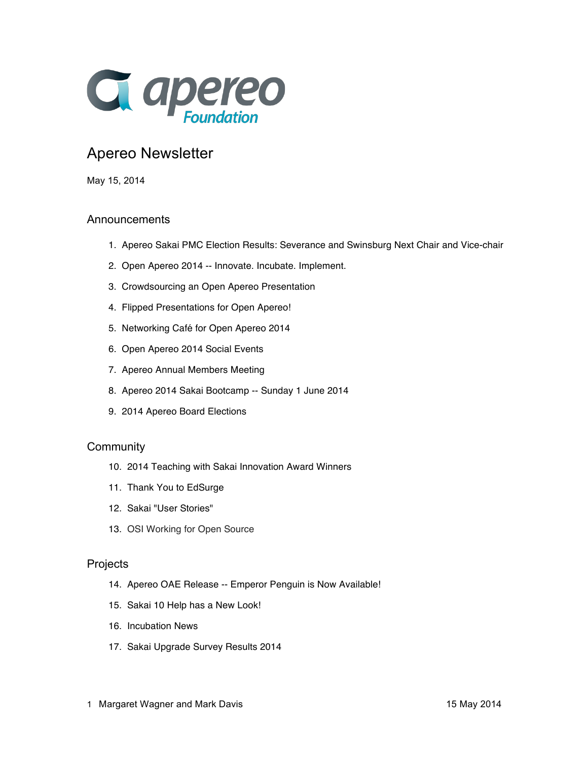# Apereo Newsletter

May 15, 2014

## Announcements

1. Apereo Sakai PMC Election Results: Severance and Swinsburg Next Chair and Vice-chair
2. Open Apereo 2014 -- Innovate. Incubate. Implement.
3. Crowdsourcing an Open Apereo Presentation
4. Flipped Presentations for Open Apereo!
5. Networking Café for Open Apereo 2014
6. Open Apereo 2014 Social Events
7. Apereo Annual Members Meeting
8. Apereo 2014 Sakai Bootcamp -- Sunday 1 June 2014
9. 2014 Apereo Board Elections

## Community

10. 2014 Teaching with Sakai Innovation Award Winners
11. Thank You to EdSurge
12. Sakai "User Stories"
13. OSI Working for Open Source

## Projects

14. Apereo OAE Release -- Emperor Penguin is Now Available!
15. Sakai 10 Help has a New Look!
16. Incubation News
17. Sakai Upgrade Survey Results 2014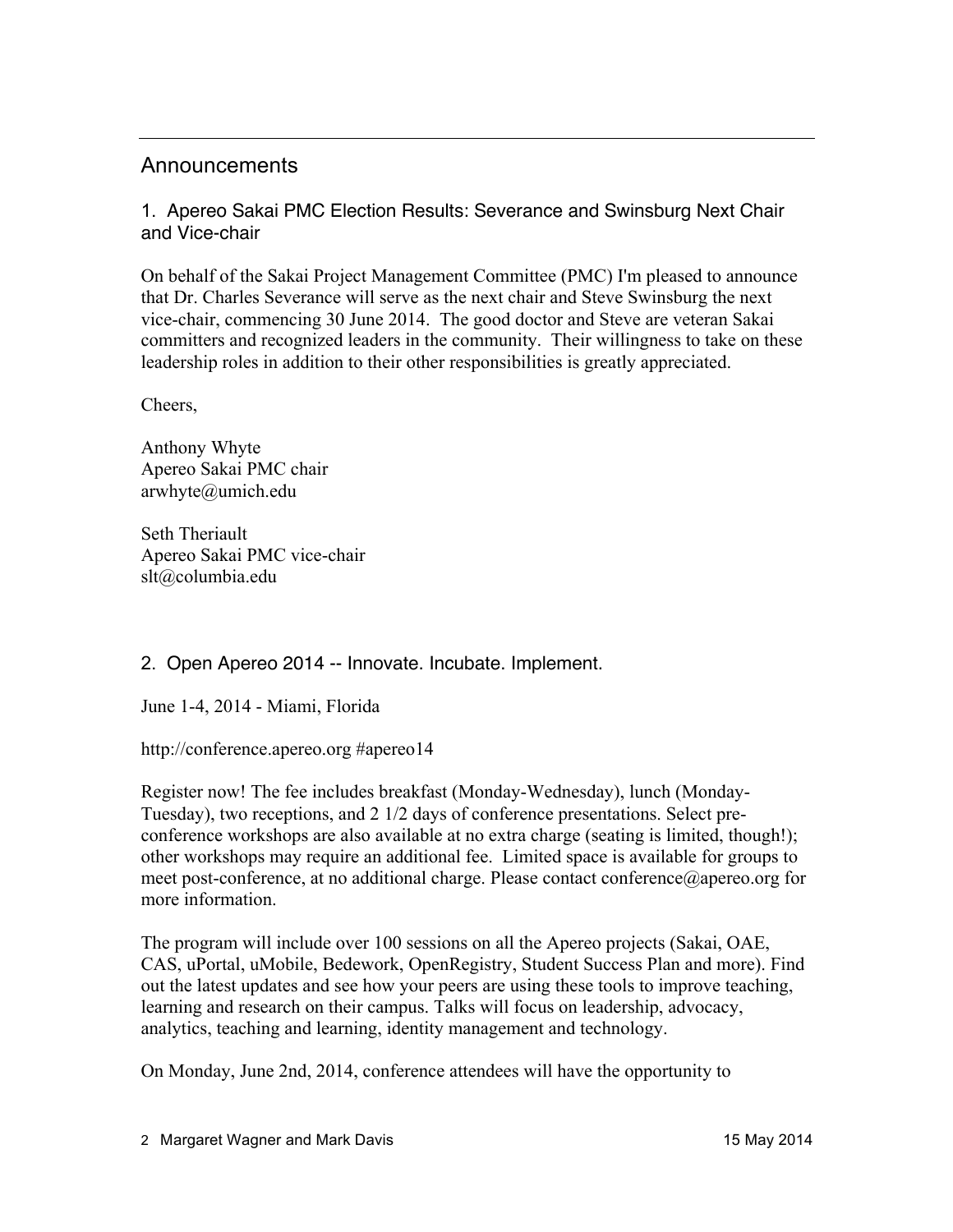## Announcements

### 1. Apereo Sakai PMC Election Results: Severance and Swinsburg Next Chair and Vice-chair

On behalf of the Sakai Project Management Committee (PMC) I'm pleased to announce that Dr. Charles Severance will serve as the next chair and Steve Swinsburg the next vice-chair, commencing 30 June 2014. The good doctor and Steve are veteran Sakai committers and recognized leaders in the community. Their willingness to take on these leadership roles in addition to their other responsibilities is greatly appreciated.

Cheers,

Anthony Whyte
Apereo Sakai PMC chair
arwhyte@umich.edu

Seth Theriault
Apereo Sakai PMC vice-chair
slt@columbia.edu

### 2. Open Apereo 2014 -- Innovate. Incubate. Implement.

June 1-4, 2014 - Miami, Florida

http://conference.apereo.org #apereo14

Register now! The fee includes breakfast (Monday-Wednesday), lunch (Monday-Tuesday), two receptions, and 2 1/2 days of conference presentations. Select pre-conference workshops are also available at no extra charge (seating is limited, though!); other workshops may require an additional fee. Limited space is available for groups to meet post-conference, at no additional charge. Please contact conference@apereo.org for more information.

The program will include over 100 sessions on all the Apereo projects (Sakai, OAE, CAS, uPortal, uMobile, Bedework, OpenRegistry, Student Success Plan and more). Find out the latest updates and see how your peers are using these tools to improve teaching, learning and research on their campus. Talks will focus on leadership, advocacy, analytics, teaching and learning, identity management and technology.

On Monday, June 2nd, 2014, conference attendees will have the opportunity to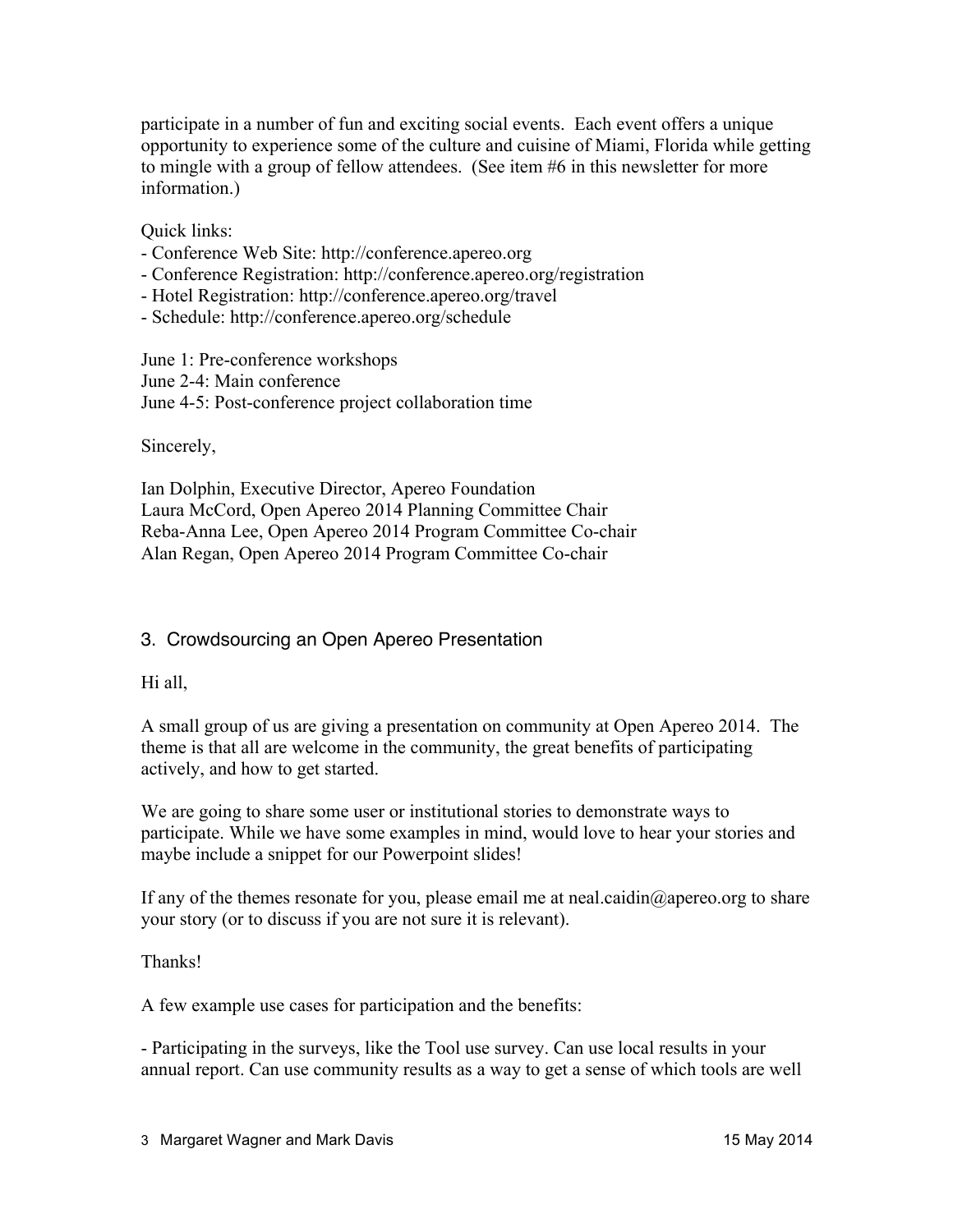participate in a number of fun and exciting social events. Each event offers a unique opportunity to experience some of the culture and cuisine of Miami, Florida while getting to mingle with a group of fellow attendees. (See item #6 in this newsletter for more information.)

Quick links:
- Conference Web Site: http://conference.apereo.org
- Conference Registration: http://conference.apereo.org/registration
- Hotel Registration: http://conference.apereo.org/travel
- Schedule: http://conference.apereo.org/schedule

June 1: Pre-conference workshops
June 2-4: Main conference
June 4-5: Post-conference project collaboration time

Sincerely,

Ian Dolphin, Executive Director, Apereo Foundation
Laura McCord, Open Apereo 2014 Planning Committee Chair
Reba-Anna Lee, Open Apereo 2014 Program Committee Co-chair
Alan Regan, Open Apereo 2014 Program Committee Co-chair

## 3. Crowdsourcing an Open Apereo Presentation

Hi all,

A small group of us are giving a presentation on community at Open Apereo 2014. The theme is that all are welcome in the community, the great benefits of participating actively, and how to get started.

We are going to share some user or institutional stories to demonstrate ways to participate. While we have some examples in mind, would love to hear your stories and maybe include a snippet for our Powerpoint slides!

If any of the themes resonate for you, please email me at neal.caidin@apereo.org to share your story (or to discuss if you are not sure it is relevant).

Thanks!

A few example use cases for participation and the benefits:

- Participating in the surveys, like the Tool use survey. Can use local results in your annual report. Can use community results as a way to get a sense of which tools are well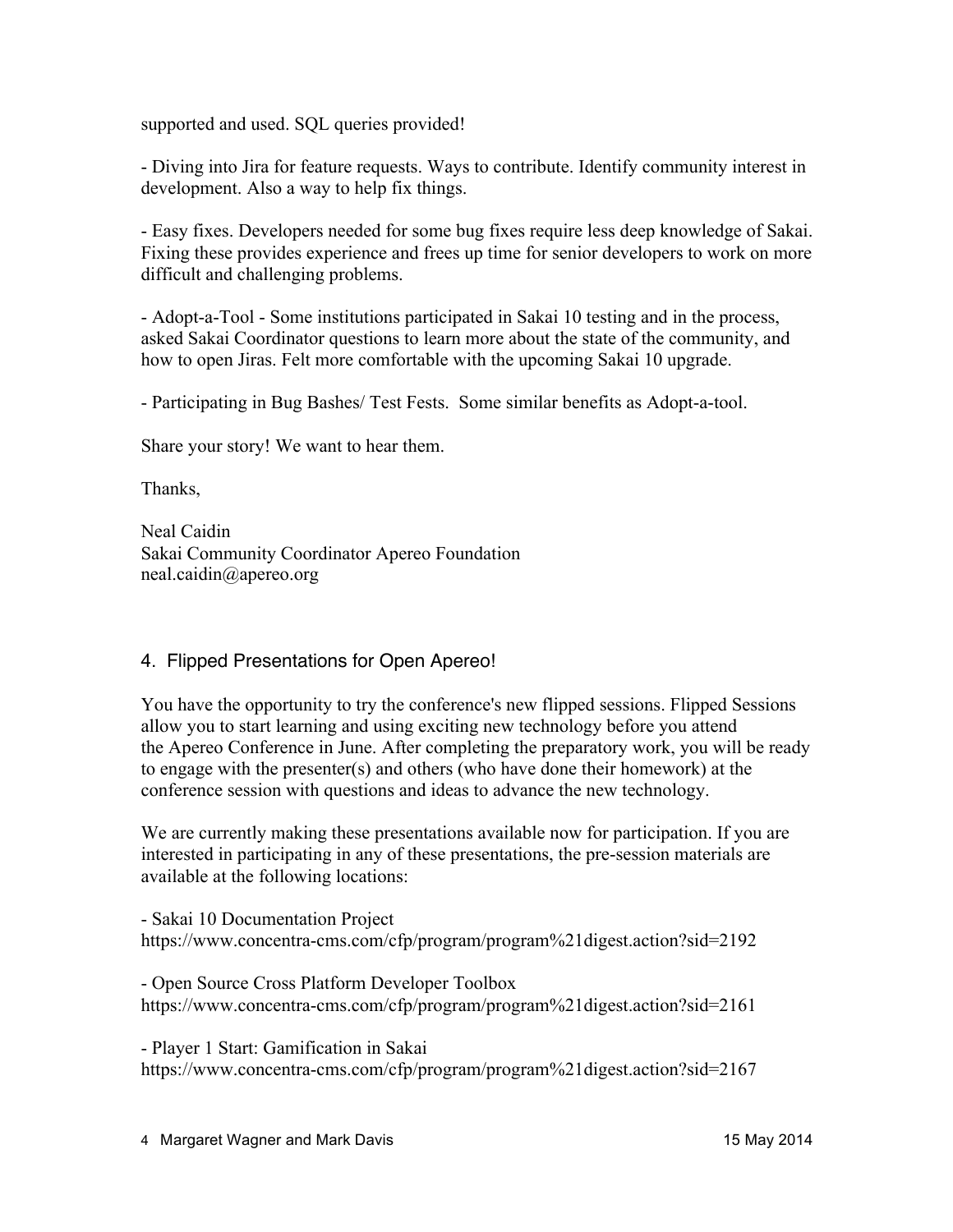supported and used. SQL queries provided!

- Diving into Jira for feature requests. Ways to contribute. Identify community interest in development. Also a way to help fix things.

- Easy fixes. Developers needed for some bug fixes require less deep knowledge of Sakai. Fixing these provides experience and frees up time for senior developers to work on more difficult and challenging problems.

- Adopt-a-Tool - Some institutions participated in Sakai 10 testing and in the process, asked Sakai Coordinator questions to learn more about the state of the community, and how to open Jiras. Felt more comfortable with the upcoming Sakai 10 upgrade.

- Participating in Bug Bashes/ Test Fests. Some similar benefits as Adopt-a-tool.

Share your story! We want to hear them.

Thanks,

Neal Caidin
Sakai Community Coordinator Apereo Foundation
neal.caidin@apereo.org

## 4. Flipped Presentations for Open Apereo!

You have the opportunity to try the conference's new flipped sessions. Flipped Sessions allow you to start learning and using exciting new technology before you attend the Apereo Conference in June. After completing the preparatory work, you will be ready to engage with the presenter(s) and others (who have done their homework) at the conference session with questions and ideas to advance the new technology.

We are currently making these presentations available now for participation. If you are interested in participating in any of these presentations, the pre-session materials are available at the following locations:

- Sakai 10 Documentation Project
https://www.concentra-cms.com/cfp/program/program%21digest.action?sid=2192

- Open Source Cross Platform Developer Toolbox
https://www.concentra-cms.com/cfp/program/program%21digest.action?sid=2161

- Player 1 Start: Gamification in Sakai
https://www.concentra-cms.com/cfp/program/program%21digest.action?sid=2167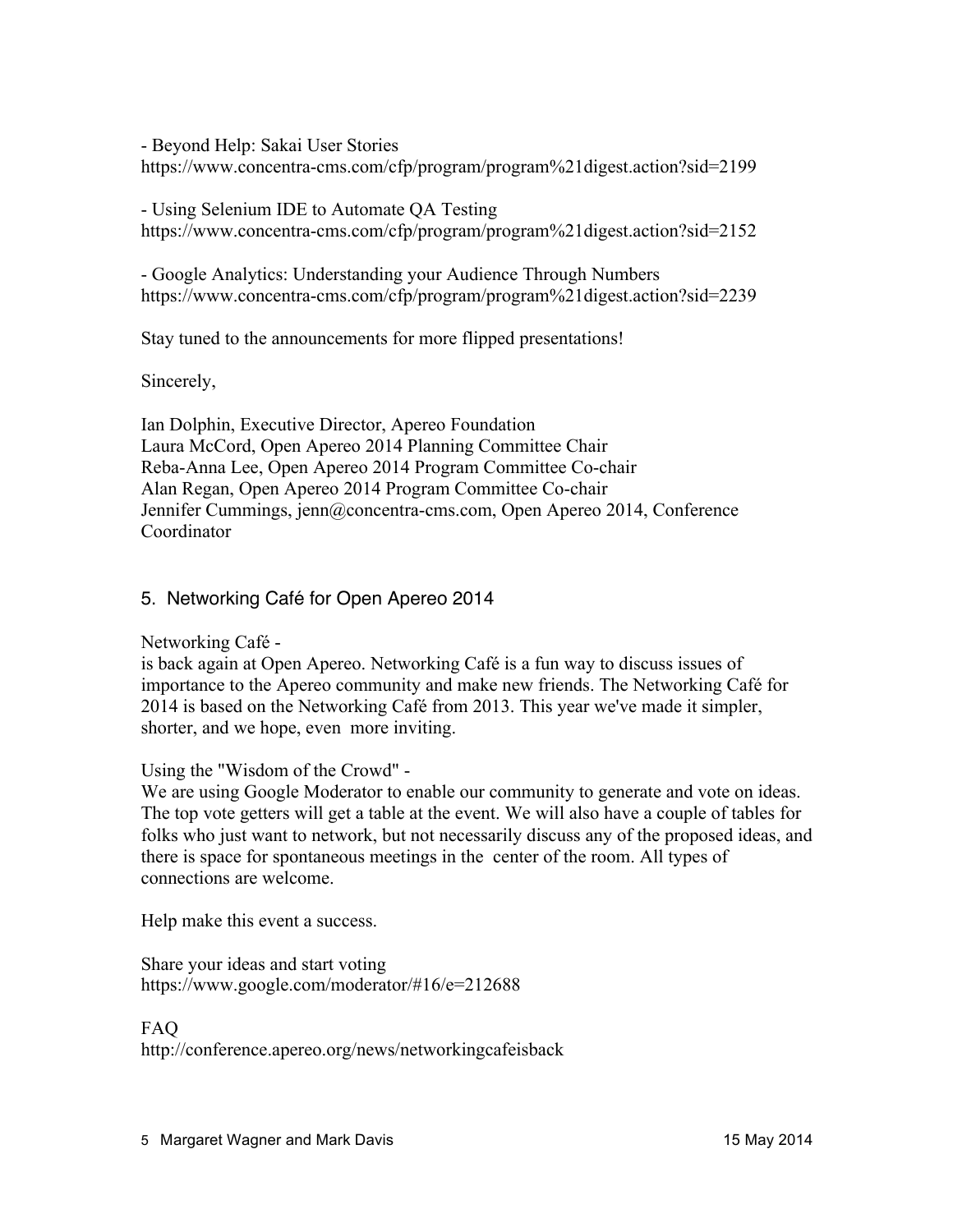- Beyond Help: Sakai User Stories
https://www.concentra-cms.com/cfp/program/program%21digest.action?sid=2199

- Using Selenium IDE to Automate QA Testing
https://www.concentra-cms.com/cfp/program/program%21digest.action?sid=2152

- Google Analytics: Understanding your Audience Through Numbers
https://www.concentra-cms.com/cfp/program/program%21digest.action?sid=2239

Stay tuned to the announcements for more flipped presentations!

Sincerely,

Ian Dolphin, Executive Director, Apereo Foundation
Laura McCord, Open Apereo 2014 Planning Committee Chair
Reba-Anna Lee, Open Apereo 2014 Program Committee Co-chair
Alan Regan, Open Apereo 2014 Program Committee Co-chair
Jennifer Cummings, jenn@concentra-cms.com, Open Apereo 2014, Conference Coordinator

## 5. Networking Café for Open Apereo 2014

Networking Café -
is back again at Open Apereo. Networking Café is a fun way to discuss issues of importance to the Apereo community and make new friends. The Networking Café for 2014 is based on the Networking Café from 2013. This year we've made it simpler, shorter, and we hope, even more inviting.

Using the "Wisdom of the Crowd" -
We are using Google Moderator to enable our community to generate and vote on ideas. The top vote getters will get a table at the event. We will also have a couple of tables for folks who just want to network, but not necessarily discuss any of the proposed ideas, and there is space for spontaneous meetings in the center of the room. All types of connections are welcome.

Help make this event a success.

Share your ideas and start voting
https://www.google.com/moderator/#16/e=212688

FAQ
http://conference.apereo.org/news/networkingcafeisback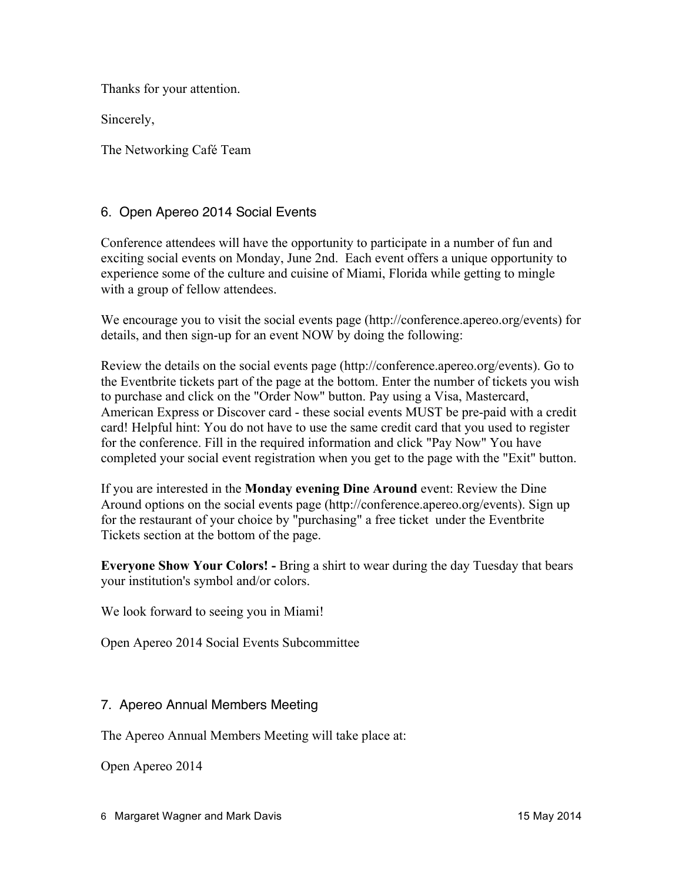Thanks for your attention.

Sincerely,

The Networking Café Team

## 6. Open Apereo 2014 Social Events

Conference attendees will have the opportunity to participate in a number of fun and exciting social events on Monday, June 2nd. Each event offers a unique opportunity to experience some of the culture and cuisine of Miami, Florida while getting to mingle with a group of fellow attendees.

We encourage you to visit the social events page (http://conference.apereo.org/events) for details, and then sign-up for an event NOW by doing the following:

Review the details on the social events page (http://conference.apereo.org/events). Go to the Eventbrite tickets part of the page at the bottom. Enter the number of tickets you wish to purchase and click on the "Order Now" button. Pay using a Visa, Mastercard, American Express or Discover card - these social events MUST be pre-paid with a credit card! Helpful hint: You do not have to use the same credit card that you used to register for the conference. Fill in the required information and click "Pay Now" You have completed your social event registration when you get to the page with the "Exit" button.

If you are interested in the **Monday evening Dine Around** event: Review the Dine Around options on the social events page (http://conference.apereo.org/events). Sign up for the restaurant of your choice by "purchasing" a free ticket under the Eventbrite Tickets section at the bottom of the page.

**Everyone Show Your Colors! -** Bring a shirt to wear during the day Tuesday that bears your institution's symbol and/or colors.

We look forward to seeing you in Miami!

Open Apereo 2014 Social Events Subcommittee

## 7. Apereo Annual Members Meeting

The Apereo Annual Members Meeting will take place at:

Open Apereo 2014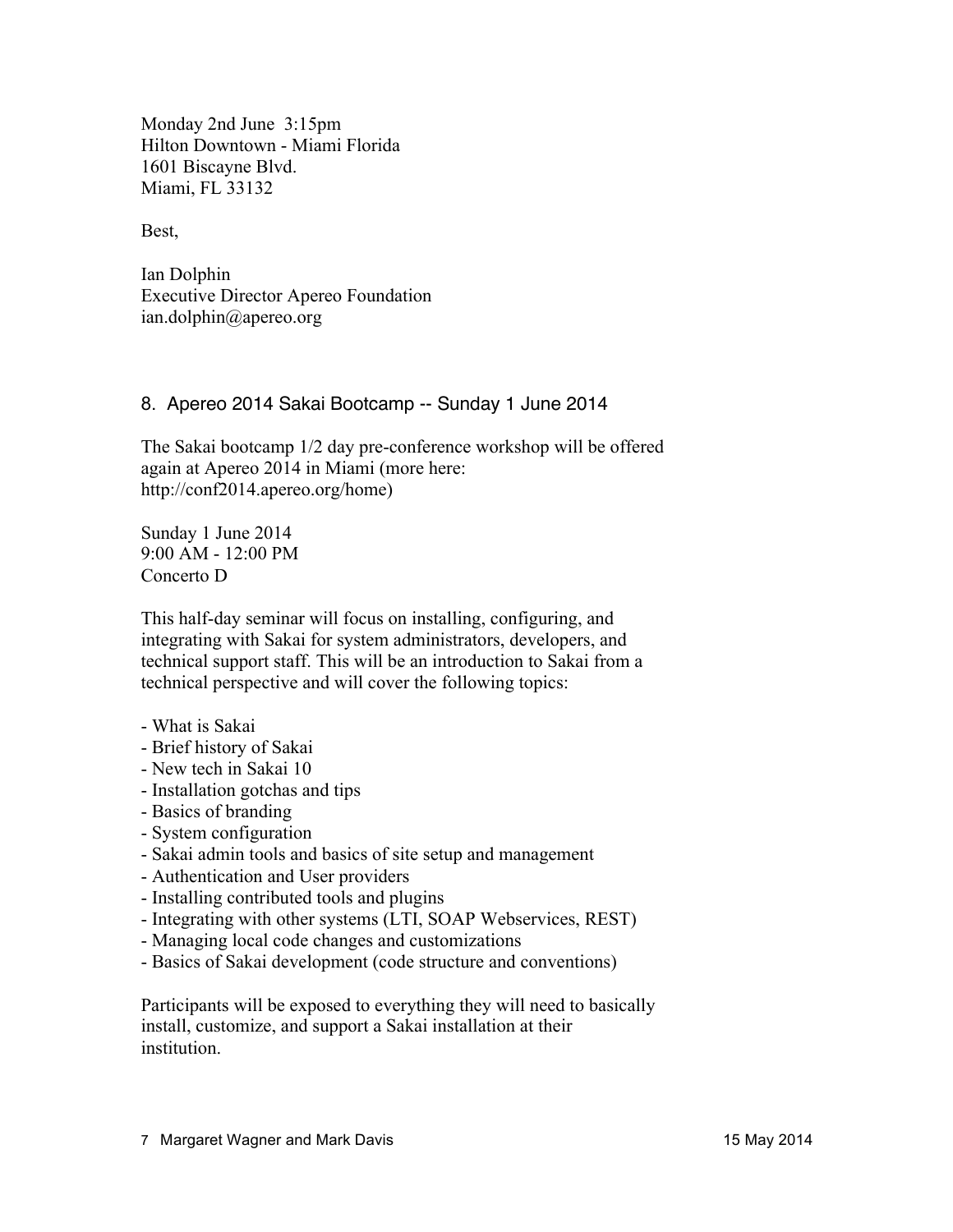Monday 2nd June 3:15pm
Hilton Downtown - Miami Florida
1601 Biscayne Blvd.
Miami, FL 33132

Best,

Ian Dolphin
Executive Director Apereo Foundation
ian.dolphin@apereo.org

## 8. Apereo 2014 Sakai Bootcamp -- Sunday 1 June 2014

The Sakai bootcamp 1/2 day pre-conference workshop will be offered again at Apereo 2014 in Miami (more here: http://conf2014.apereo.org/home)

Sunday 1 June 2014
9:00 AM - 12:00 PM
Concerto D

This half-day seminar will focus on installing, configuring, and integrating with Sakai for system administrators, developers, and technical support staff. This will be an introduction to Sakai from a technical perspective and will cover the following topics:

- What is Sakai
- Brief history of Sakai
- New tech in Sakai 10
- Installation gotchas and tips
- Basics of branding
- System configuration
- Sakai admin tools and basics of site setup and management
- Authentication and User providers
- Installing contributed tools and plugins
- Integrating with other systems (LTI, SOAP Webservices, REST)
- Managing local code changes and customizations
- Basics of Sakai development (code structure and conventions)

Participants will be exposed to everything they will need to basically install, customize, and support a Sakai installation at their institution.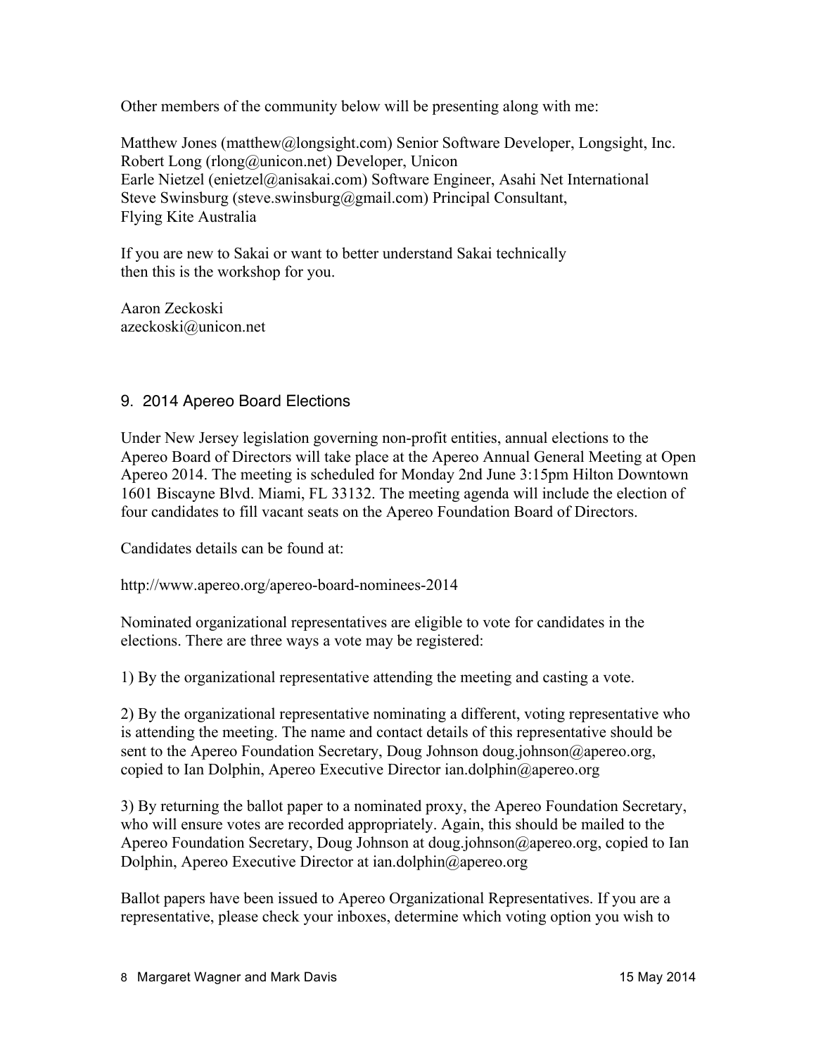Other members of the community below will be presenting along with me:

Matthew Jones (matthew@longsight.com) Senior Software Developer, Longsight, Inc.
Robert Long (rlong@unicon.net) Developer, Unicon
Earle Nietzel (enietzel@anisakai.com) Software Engineer, Asahi Net International
Steve Swinsburg (steve.swinsburg@gmail.com) Principal Consultant,
Flying Kite Australia

If you are new to Sakai or want to better understand Sakai technically
then this is the workshop for you.

Aaron Zeckoski
azeckoski@unicon.net

## 9. 2014 Apereo Board Elections

Under New Jersey legislation governing non-profit entities, annual elections to the Apereo Board of Directors will take place at the Apereo Annual General Meeting at Open Apereo 2014. The meeting is scheduled for Monday 2nd June 3:15pm Hilton Downtown 1601 Biscayne Blvd. Miami, FL 33132. The meeting agenda will include the election of four candidates to fill vacant seats on the Apereo Foundation Board of Directors.

Candidates details can be found at:

http://www.apereo.org/apereo-board-nominees-2014

Nominated organizational representatives are eligible to vote for candidates in the elections. There are three ways a vote may be registered:

1) By the organizational representative attending the meeting and casting a vote.

2) By the organizational representative nominating a different, voting representative who is attending the meeting. The name and contact details of this representative should be sent to the Apereo Foundation Secretary, Doug Johnson doug.johnson@apereo.org, copied to Ian Dolphin, Apereo Executive Director ian.dolphin@apereo.org

3) By returning the ballot paper to a nominated proxy, the Apereo Foundation Secretary, who will ensure votes are recorded appropriately. Again, this should be mailed to the Apereo Foundation Secretary, Doug Johnson at doug.johnson@apereo.org, copied to Ian Dolphin, Apereo Executive Director at ian.dolphin@apereo.org

Ballot papers have been issued to Apereo Organizational Representatives. If you are a representative, please check your inboxes, determine which voting option you wish to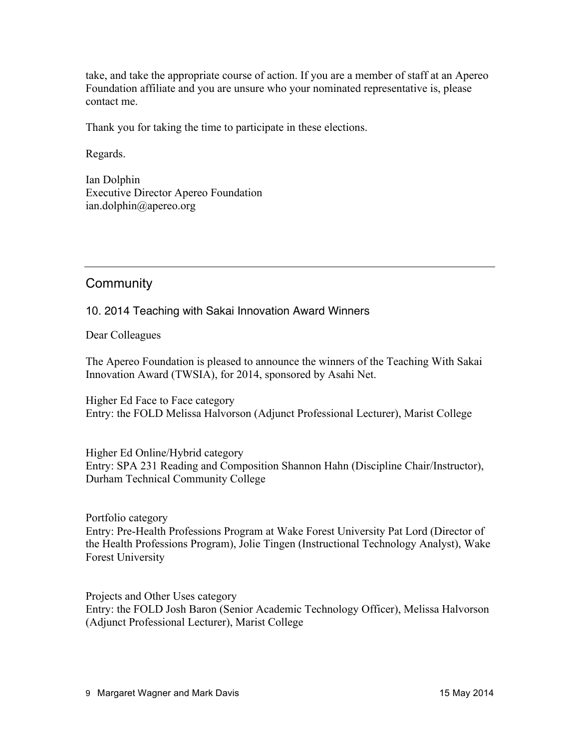take, and take the appropriate course of action. If you are a member of staff at an Apereo Foundation affiliate and you are unsure who your nominated representative is, please contact me.

Thank you for taking the time to participate in these elections.

Regards.

Ian Dolphin
Executive Director Apereo Foundation
ian.dolphin@apereo.org

---

## Community

### 10. 2014 Teaching with Sakai Innovation Award Winners

Dear Colleagues

The Apereo Foundation is pleased to announce the winners of the Teaching With Sakai Innovation Award (TWSIA), for 2014, sponsored by Asahi Net.

Higher Ed Face to Face category
Entry: the FOLD Melissa Halvorson (Adjunct Professional Lecturer), Marist College

Higher Ed Online/Hybrid category
Entry: SPA 231 Reading and Composition Shannon Hahn (Discipline Chair/Instructor), Durham Technical Community College

Portfolio category
Entry: Pre-Health Professions Program at Wake Forest University Pat Lord (Director of the Health Professions Program), Jolie Tingen (Instructional Technology Analyst), Wake Forest University

Projects and Other Uses category
Entry: the FOLD Josh Baron (Senior Academic Technology Officer), Melissa Halvorson (Adjunct Professional Lecturer), Marist College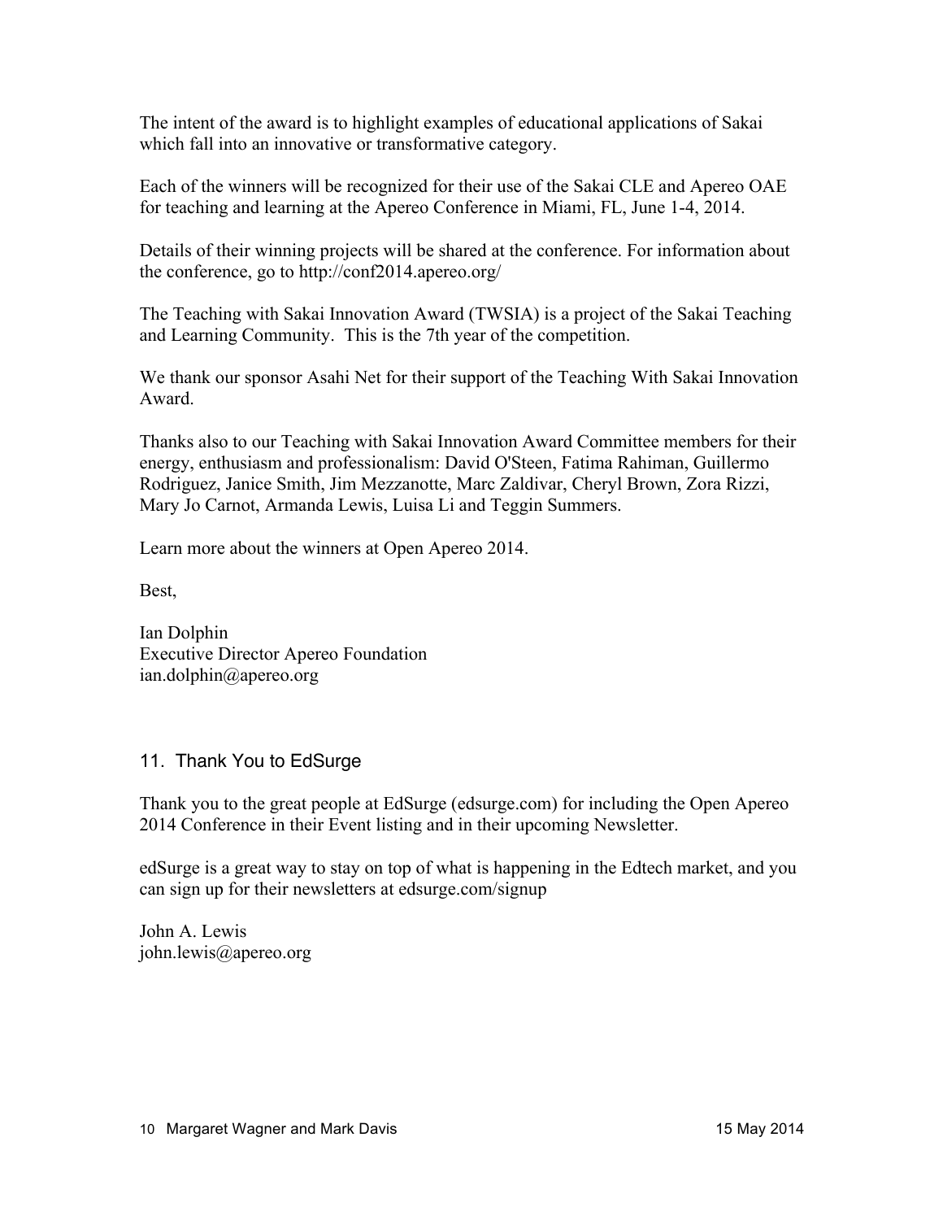The intent of the award is to highlight examples of educational applications of Sakai which fall into an innovative or transformative category.

Each of the winners will be recognized for their use of the Sakai CLE and Apereo OAE for teaching and learning at the Apereo Conference in Miami, FL, June 1-4, 2014.

Details of their winning projects will be shared at the conference. For information about the conference, go to http://conf2014.apereo.org/

The Teaching with Sakai Innovation Award (TWSIA) is a project of the Sakai Teaching and Learning Community. This is the 7th year of the competition.

We thank our sponsor Asahi Net for their support of the Teaching With Sakai Innovation Award.

Thanks also to our Teaching with Sakai Innovation Award Committee members for their energy, enthusiasm and professionalism: David O'Steen, Fatima Rahiman, Guillermo Rodriguez, Janice Smith, Jim Mezzanotte, Marc Zaldivar, Cheryl Brown, Zora Rizzi, Mary Jo Carnot, Armanda Lewis, Luisa Li and Teggin Summers.

Learn more about the winners at Open Apereo 2014.

Best,

Ian Dolphin
Executive Director Apereo Foundation
ian.dolphin@apereo.org

## 11. Thank You to EdSurge

Thank you to the great people at EdSurge (edsurge.com) for including the Open Apereo 2014 Conference in their Event listing and in their upcoming Newsletter.

edSurge is a great way to stay on top of what is happening in the Edtech market, and you can sign up for their newsletters at edsurge.com/signup

John A. Lewis
john.lewis@apereo.org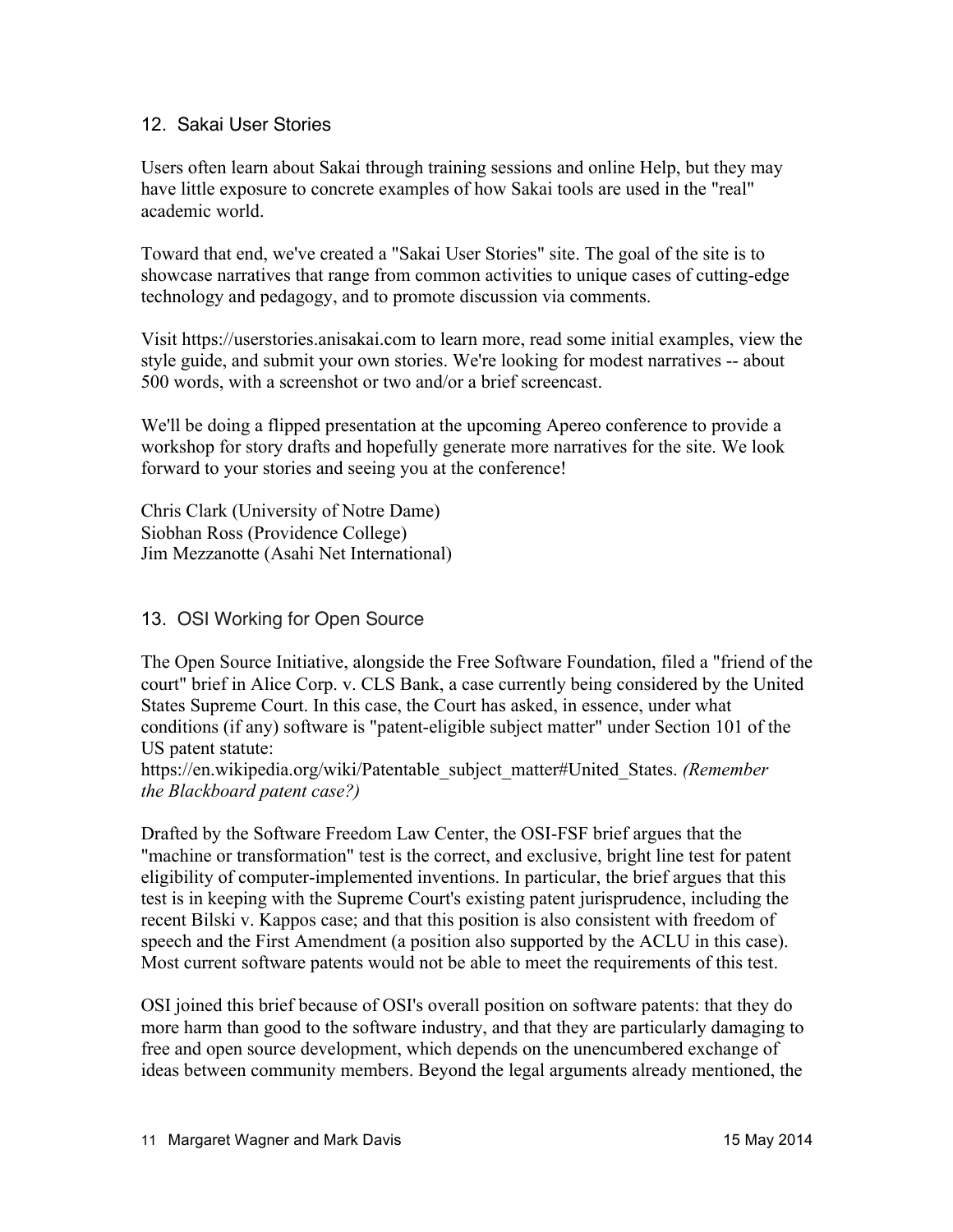## 12. Sakai User Stories

Users often learn about Sakai through training sessions and online Help, but they may have little exposure to concrete examples of how Sakai tools are used in the "real" academic world.

Toward that end, we've created a "Sakai User Stories" site. The goal of the site is to showcase narratives that range from common activities to unique cases of cutting-edge technology and pedagogy, and to promote discussion via comments.

Visit https://userstories.anisakai.com to learn more, read some initial examples, view the style guide, and submit your own stories. We're looking for modest narratives -- about 500 words, with a screenshot or two and/or a brief screencast.

We'll be doing a flipped presentation at the upcoming Apereo conference to provide a workshop for story drafts and hopefully generate more narratives for the site. We look forward to your stories and seeing you at the conference!

Chris Clark (University of Notre Dame)
Siobhan Ross (Providence College)
Jim Mezzanotte (Asahi Net International)

## 13. OSI Working for Open Source

The Open Source Initiative, alongside the Free Software Foundation, filed a "friend of the court" brief in Alice Corp. v. CLS Bank, a case currently being considered by the United States Supreme Court. In this case, the Court has asked, in essence, under what conditions (if any) software is "patent-eligible subject matter" under Section 101 of the US patent statute:
https://en.wikipedia.org/wiki/Patentable_subject_matter#United_States. *(Remember the Blackboard patent case?)*

Drafted by the Software Freedom Law Center, the OSI-FSF brief argues that the "machine or transformation" test is the correct, and exclusive, bright line test for patent eligibility of computer-implemented inventions. In particular, the brief argues that this test is in keeping with the Supreme Court's existing patent jurisprudence, including the recent Bilski v. Kappos case; and that this position is also consistent with freedom of speech and the First Amendment (a position also supported by the ACLU in this case). Most current software patents would not be able to meet the requirements of this test.

OSI joined this brief because of OSI's overall position on software patents: that they do more harm than good to the software industry, and that they are particularly damaging to free and open source development, which depends on the unencumbered exchange of ideas between community members. Beyond the legal arguments already mentioned, the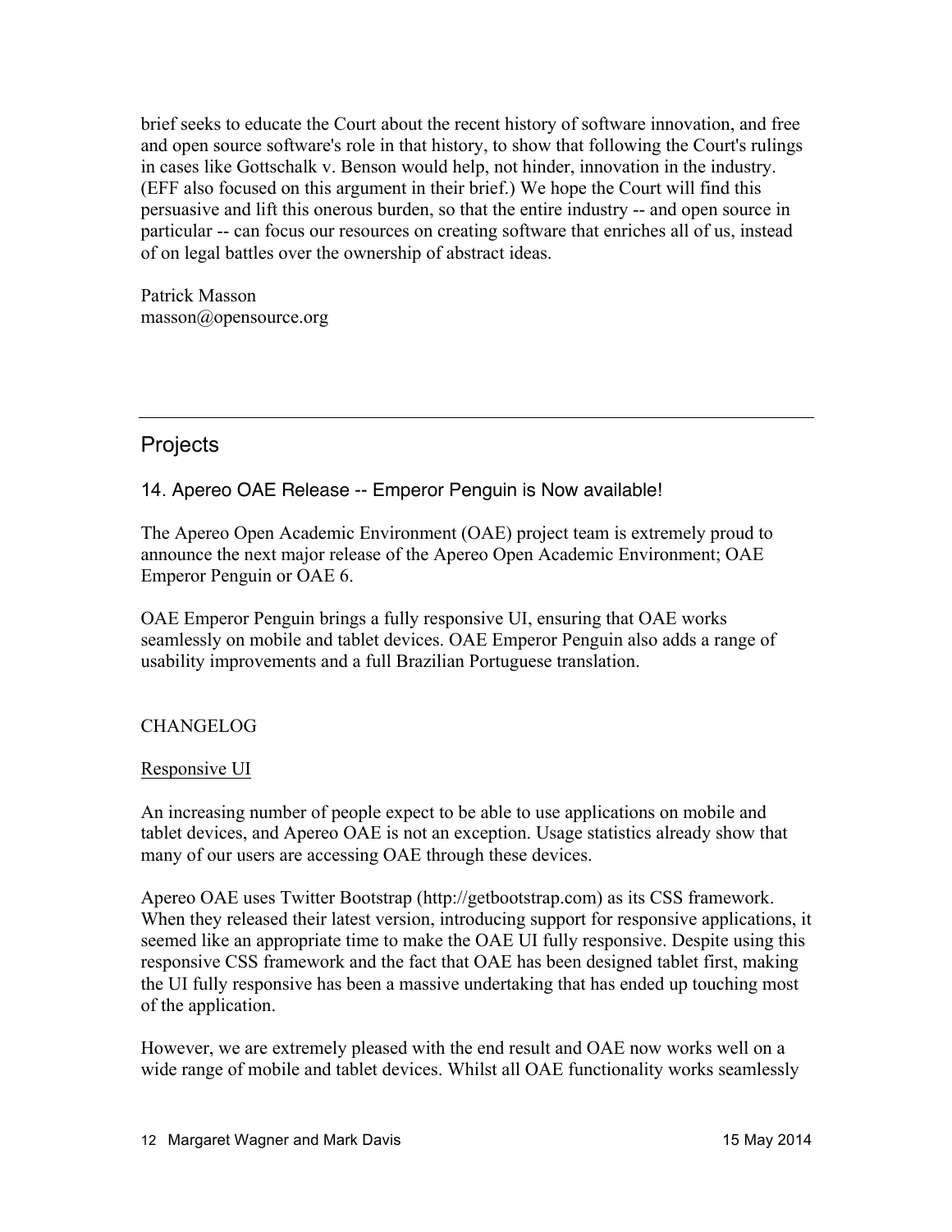brief seeks to educate the Court about the recent history of software innovation, and free and open source software's role in that history, to show that following the Court's rulings in cases like Gottschalk v. Benson would help, not hinder, innovation in the industry. (EFF also focused on this argument in their brief.) We hope the Court will find this persuasive and lift this onerous burden, so that the entire industry -- and open source in particular -- can focus our resources on creating software that enriches all of us, instead of on legal battles over the ownership of abstract ideas.

Patrick Masson
masson@opensource.org

---

## Projects

### 14. Apereo OAE Release -- Emperor Penguin is Now available!

The Apereo Open Academic Environment (OAE) project team is extremely proud to announce the next major release of the Apereo Open Academic Environment; OAE Emperor Penguin or OAE 6.

OAE Emperor Penguin brings a fully responsive UI, ensuring that OAE works seamlessly on mobile and tablet devices. OAE Emperor Penguin also adds a range of usability improvements and a full Brazilian Portuguese translation.

CHANGELOG

Responsive UI

An increasing number of people expect to be able to use applications on mobile and tablet devices, and Apereo OAE is not an exception. Usage statistics already show that many of our users are accessing OAE through these devices.

Apereo OAE uses Twitter Bootstrap (http://getbootstrap.com) as its CSS framework. When they released their latest version, introducing support for responsive applications, it seemed like an appropriate time to make the OAE UI fully responsive. Despite using this responsive CSS framework and the fact that OAE has been designed tablet first, making the UI fully responsive has been a massive undertaking that has ended up touching most of the application.

However, we are extremely pleased with the end result and OAE now works well on a wide range of mobile and tablet devices. Whilst all OAE functionality works seamlessly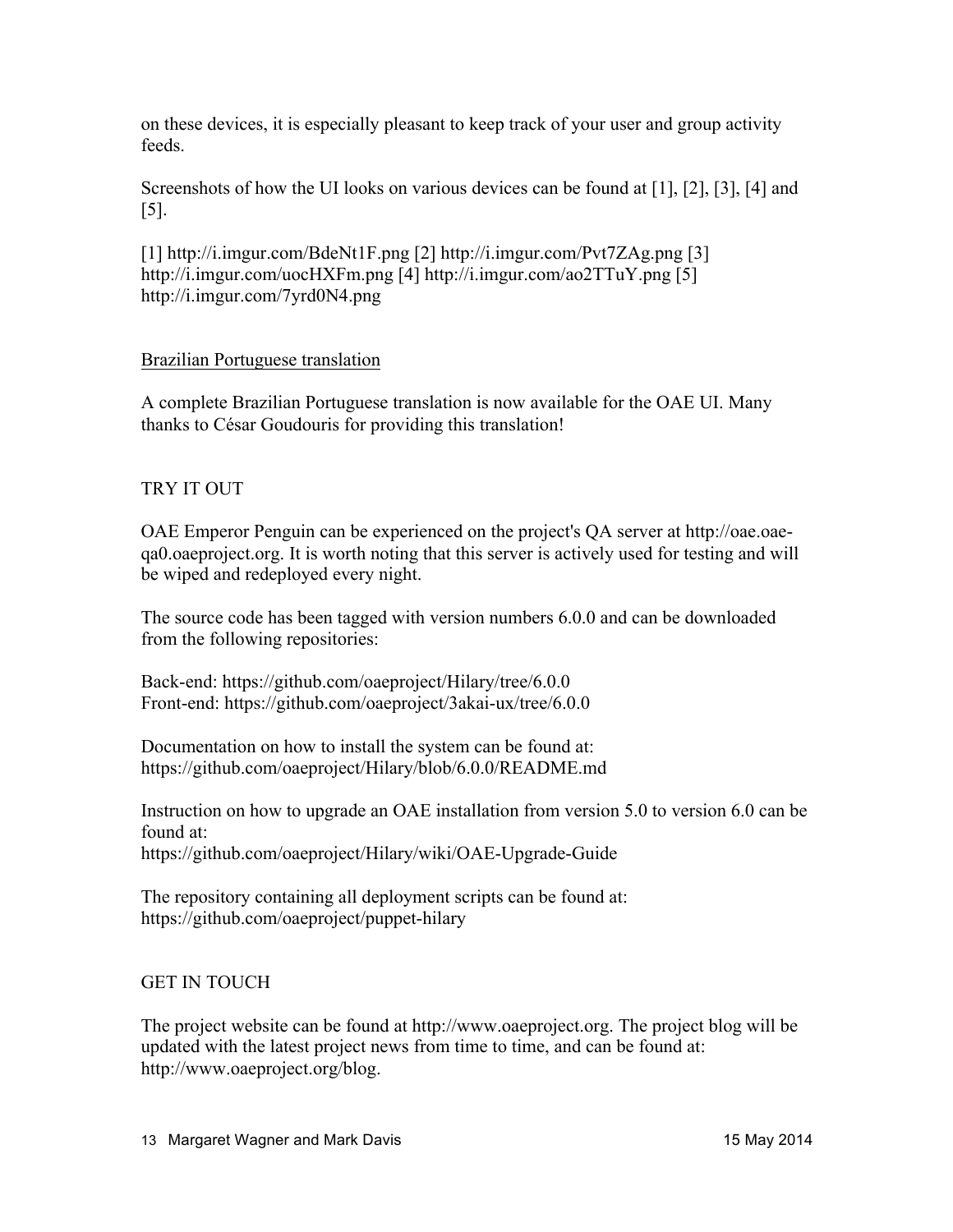on these devices, it is especially pleasant to keep track of your user and group activity feeds.

Screenshots of how the UI looks on various devices can be found at [1], [2], [3], [4] and [5].

[1] http://i.imgur.com/BdeNt1F.png [2] http://i.imgur.com/Pvt7ZAg.png [3] http://i.imgur.com/uocHXFm.png [4] http://i.imgur.com/ao2TTuY.png [5] http://i.imgur.com/7yrd0N4.png

<u>Brazilian Portuguese translation</u>

A complete Brazilian Portuguese translation is now available for the OAE UI. Many thanks to César Goudouris for providing this translation!

TRY IT OUT

OAE Emperor Penguin can be experienced on the project's QA server at http://oae.oae-qa0.oaeproject.org. It is worth noting that this server is actively used for testing and will be wiped and redeployed every night.

The source code has been tagged with version numbers 6.0.0 and can be downloaded from the following repositories:

Back-end: https://github.com/oaeproject/Hilary/tree/6.0.0
Front-end: https://github.com/oaeproject/3akai-ux/tree/6.0.0

Documentation on how to install the system can be found at:
https://github.com/oaeproject/Hilary/blob/6.0.0/README.md

Instruction on how to upgrade an OAE installation from version 5.0 to version 6.0 can be found at:
https://github.com/oaeproject/Hilary/wiki/OAE-Upgrade-Guide

The repository containing all deployment scripts can be found at:
https://github.com/oaeproject/puppet-hilary

GET IN TOUCH

The project website can be found at http://www.oaeproject.org. The project blog will be updated with the latest project news from time to time, and can be found at: http://www.oaeproject.org/blog.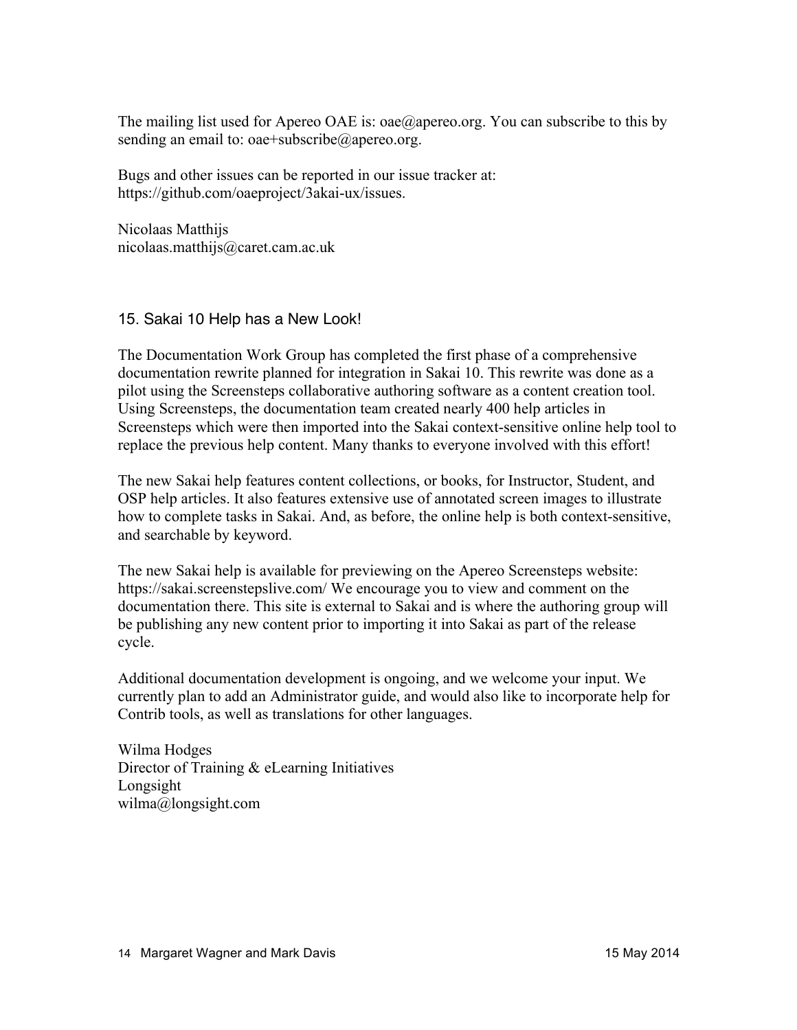The mailing list used for Apereo OAE is: oae@apereo.org. You can subscribe to this by sending an email to: oae+subscribe@apereo.org.

Bugs and other issues can be reported in our issue tracker at: https://github.com/oaeproject/3akai-ux/issues.

Nicolaas Matthijs
nicolaas.matthijs@caret.cam.ac.uk

## 15. Sakai 10 Help has a New Look!

The Documentation Work Group has completed the first phase of a comprehensive documentation rewrite planned for integration in Sakai 10. This rewrite was done as a pilot using the Screensteps collaborative authoring software as a content creation tool. Using Screensteps, the documentation team created nearly 400 help articles in Screensteps which were then imported into the Sakai context-sensitive online help tool to replace the previous help content. Many thanks to everyone involved with this effort!

The new Sakai help features content collections, or books, for Instructor, Student, and OSP help articles. It also features extensive use of annotated screen images to illustrate how to complete tasks in Sakai. And, as before, the online help is both context-sensitive, and searchable by keyword.

The new Sakai help is available for previewing on the Apereo Screensteps website: https://sakai.screenstepslive.com/ We encourage you to view and comment on the documentation there. This site is external to Sakai and is where the authoring group will be publishing any new content prior to importing it into Sakai as part of the release cycle.

Additional documentation development is ongoing, and we welcome your input. We currently plan to add an Administrator guide, and would also like to incorporate help for Contrib tools, as well as translations for other languages.

Wilma Hodges
Director of Training & eLearning Initiatives
Longsight
wilma@longsight.com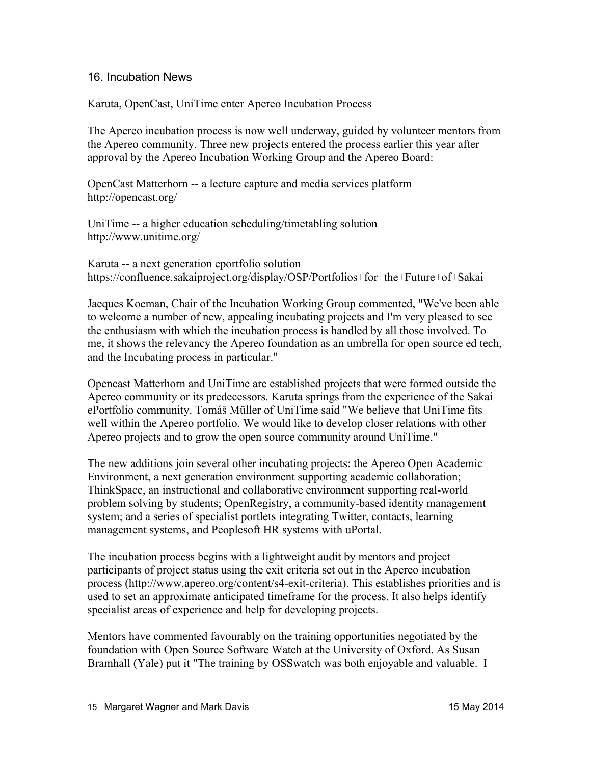## 16. Incubation News

Karuta, OpenCast, UniTime enter Apereo Incubation Process

The Apereo incubation process is now well underway, guided by volunteer mentors from the Apereo community. Three new projects entered the process earlier this year after approval by the Apereo Incubation Working Group and the Apereo Board:

OpenCast Matterhorn -- a lecture capture and media services platform
http://opencast.org/

UniTime -- a higher education scheduling/timetabling solution
http://www.unitime.org/

Karuta -- a next generation eportfolio solution
https://confluence.sakaiproject.org/display/OSP/Portfolios+for+the+Future+of+Sakai

Jaeques Koeman, Chair of the Incubation Working Group commented, "We've been able to welcome a number of new, appealing incubating projects and I'm very pleased to see the enthusiasm with which the incubation process is handled by all those involved. To me, it shows the relevancy the Apereo foundation as an umbrella for open source ed tech, and the Incubating process in particular."

Opencast Matterhorn and UniTime are established projects that were formed outside the Apereo community or its predecessors. Karuta springs from the experience of the Sakai ePortfolio community. Tomáš Müller of UniTime said "We believe that UniTime fits well within the Apereo portfolio. We would like to develop closer relations with other Apereo projects and to grow the open source community around UniTime."

The new additions join several other incubating projects: the Apereo Open Academic Environment, a next generation environment supporting academic collaboration; ThinkSpace, an instructional and collaborative environment supporting real-world problem solving by students; OpenRegistry, a community-based identity management system; and a series of specialist portlets integrating Twitter, contacts, learning management systems, and Peoplesoft HR systems with uPortal.

The incubation process begins with a lightweight audit by mentors and project participants of project status using the exit criteria set out in the Apereo incubation process (http://www.apereo.org/content/s4-exit-criteria). This establishes priorities and is used to set an approximate anticipated timeframe for the process. It also helps identify specialist areas of experience and help for developing projects.

Mentors have commented favourably on the training opportunities negotiated by the foundation with Open Source Software Watch at the University of Oxford. As Susan Bramhall (Yale) put it "The training by OSSwatch was both enjoyable and valuable. I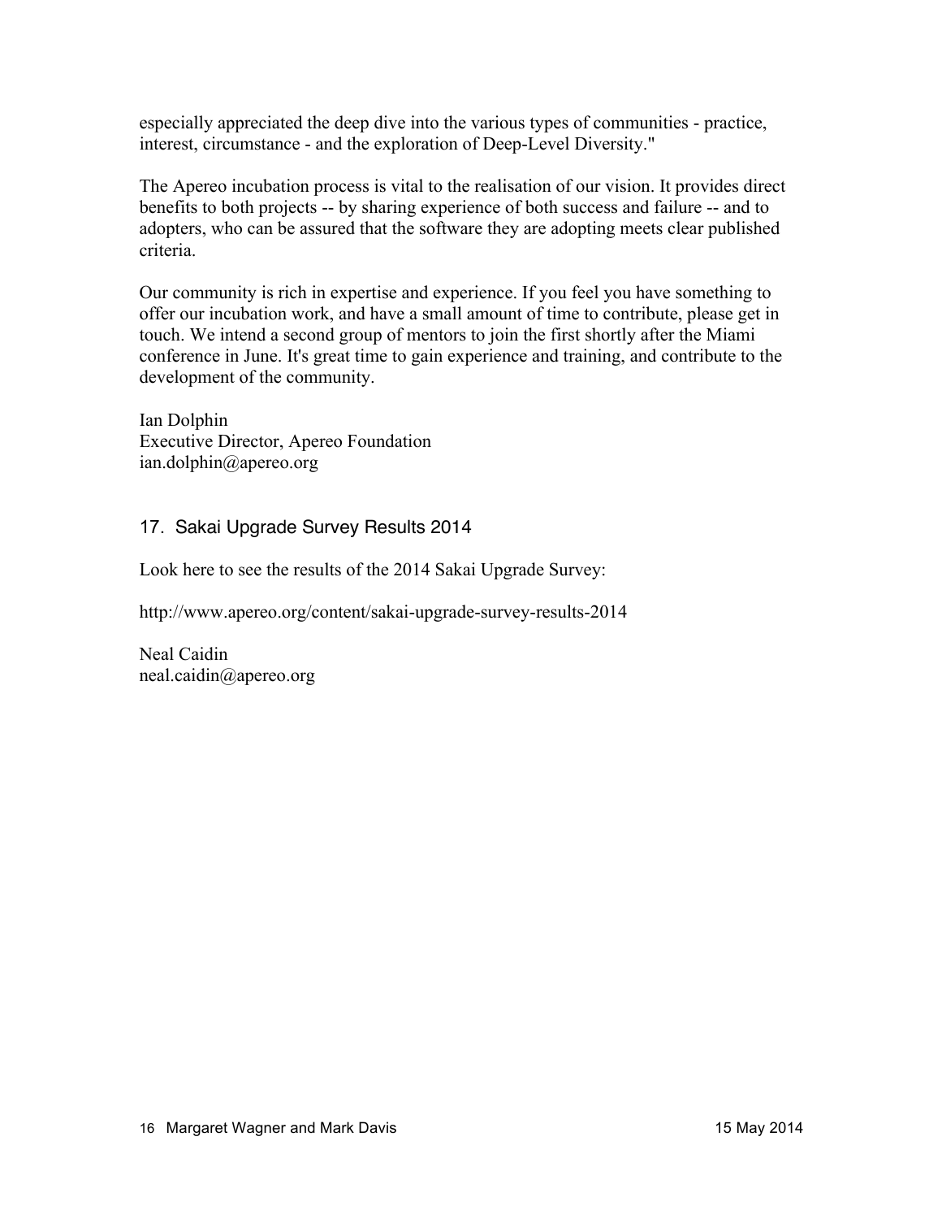especially appreciated the deep dive into the various types of communities - practice, interest, circumstance - and the exploration of Deep-Level Diversity."

The Apereo incubation process is vital to the realisation of our vision. It provides direct benefits to both projects -- by sharing experience of both success and failure -- and to adopters, who can be assured that the software they are adopting meets clear published criteria.

Our community is rich in expertise and experience. If you feel you have something to offer our incubation work, and have a small amount of time to contribute, please get in touch. We intend a second group of mentors to join the first shortly after the Miami conference in June. It's great time to gain experience and training, and contribute to the development of the community.

Ian Dolphin
Executive Director, Apereo Foundation
ian.dolphin@apereo.org

## 17. Sakai Upgrade Survey Results 2014

Look here to see the results of the 2014 Sakai Upgrade Survey:

http://www.apereo.org/content/sakai-upgrade-survey-results-2014

Neal Caidin
neal.caidin@apereo.org